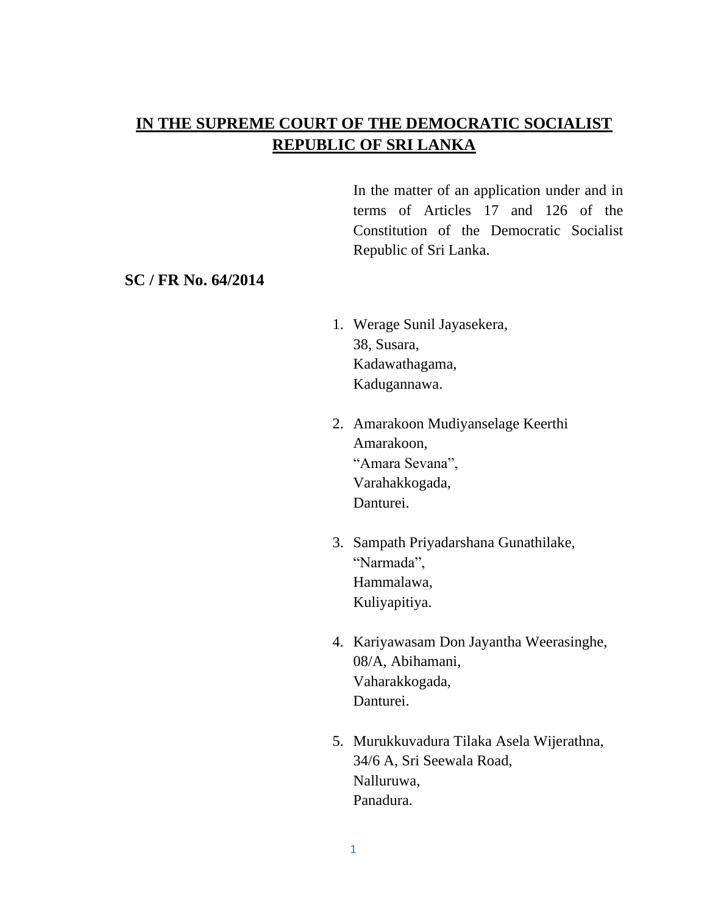# IN THE SUPREME COURT OF THE DEMOCRATIC SOCIALIST REPUBLIC OF SRI LANKA

In the matter of an application under and in terms of Articles 17 and 126 of the Constitution of the Democratic Socialist Republic of Sri Lanka.

**SC / FR No. 64/2014**

1. Werage Sunil Jayasekera,  
   38, Susara,  
   Kadawathagama,  
   Kadugannawa.

2. Amarakoon Mudiyanselage Keerthi Amarakoon,  
   "Amara Sevana",  
   Varahakkogada,  
   Danturei.

3. Sampath Priyadarshana Gunathilake,  
   "Narmada",  
   Hammalawa,  
   Kuliyapitiya.

4. Kariyawasam Don Jayantha Weerasinghe,  
   08/A, Abihamani,  
   Vaharakkogada,  
   Danturei.

5. Murukkuvadura Tilaka Asela Wijerathna,  
   34/6 A, Sri Seewala Road,  
   Nalluruwa,  
   Panadura.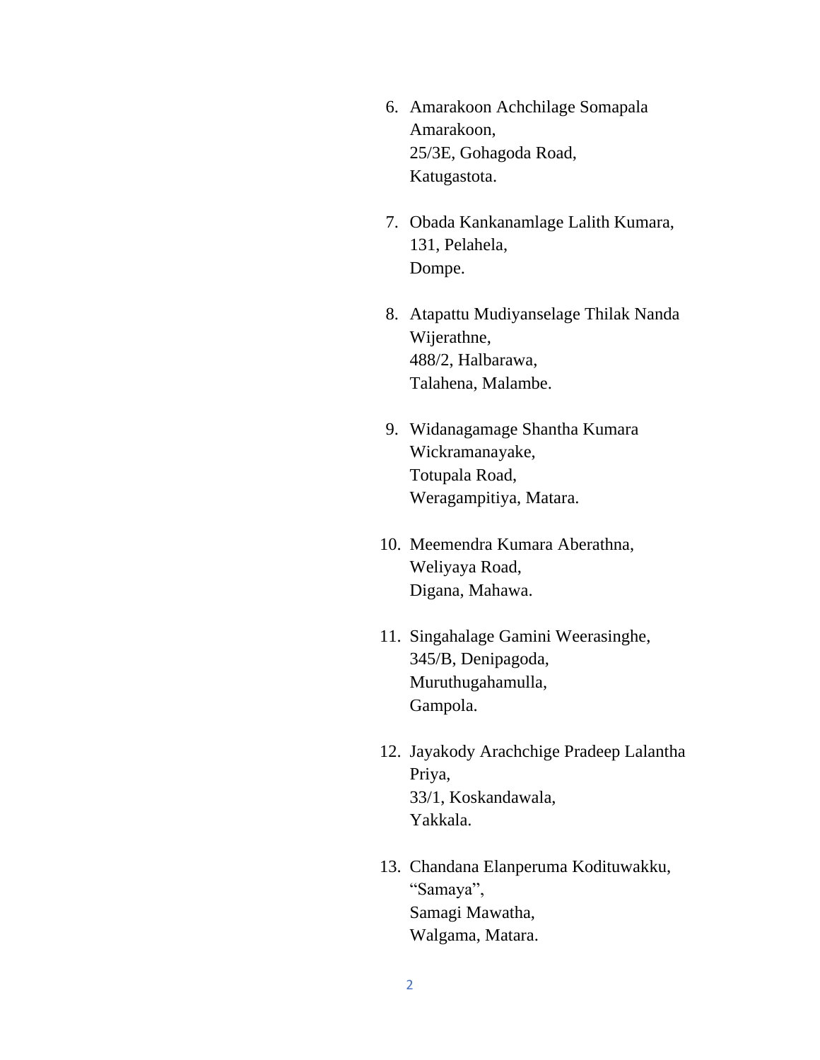6. Amarakoon Achchilage Somapala Amarakoon,
   25/3E, Gohagoda Road,
   Katugastota.

7. Obada Kankanamlage Lalith Kumara,
   131, Pelahela,
   Dompe.

8. Atapattu Mudiyanselage Thilak Nanda Wijerathne,
   488/2, Halbarawa,
   Talahena, Malambe.

9. Widanagamage Shantha Kumara Wickramanayake,
   Totupala Road,
   Weragampitiya, Matara.

10. Meemendra Kumara Aberathna,
    Weliyaya Road,
    Digana, Mahawa.

11. Singahalage Gamini Weerasinghe,
    345/B, Denipagoda,
    Muruthugahamulla,
    Gampola.

12. Jayakody Arachchige Pradeep Lalantha Priya,
    33/1, Koskandawala,
    Yakkala.

13. Chandana Elanperuma Kodituwakku,
    "Samaya",
    Samagi Mawatha,
    Walgama, Matara.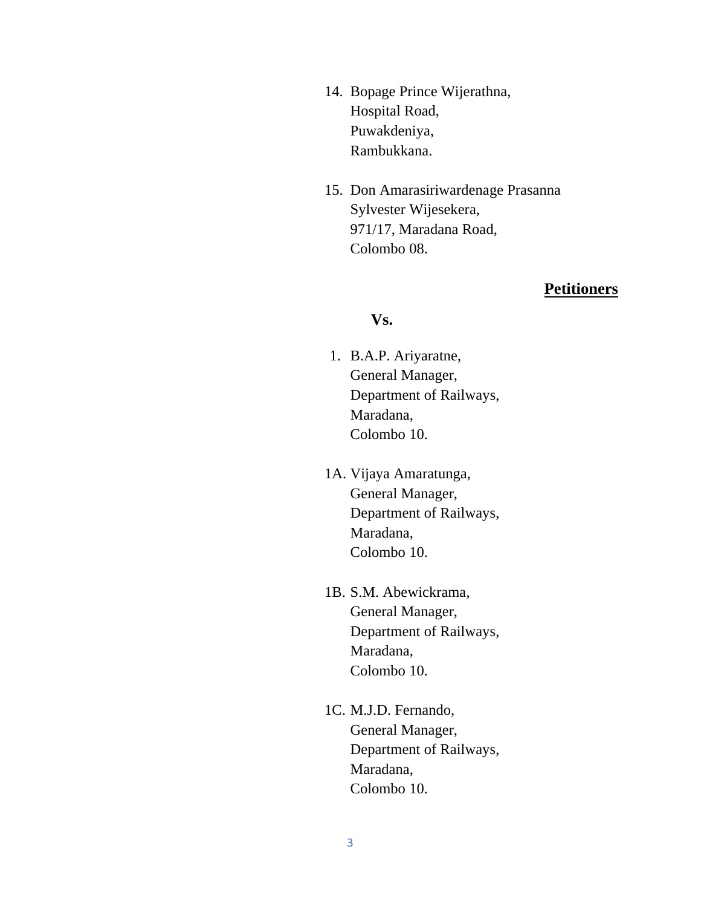14. Bopage Prince Wijerathna,
    Hospital Road,
    Puwakdeniya,
    Rambukkana.

15. Don Amarasiriwardenage Prasanna
    Sylvester Wijesekera,
    971/17, Maradana Road,
    Colombo 08.

**<u>Petitioners</u>**

**Vs.**

1. B.A.P. Ariyaratne,
   General Manager,
   Department of Railways,
   Maradana,
   Colombo 10.

1A. Vijaya Amaratunga,
    General Manager,
    Department of Railways,
    Maradana,
    Colombo 10.

1B. S.M. Abewickrama,
    General Manager,
    Department of Railways,
    Maradana,
    Colombo 10.

1C. M.J.D. Fernando,
    General Manager,
    Department of Railways,
    Maradana,
    Colombo 10.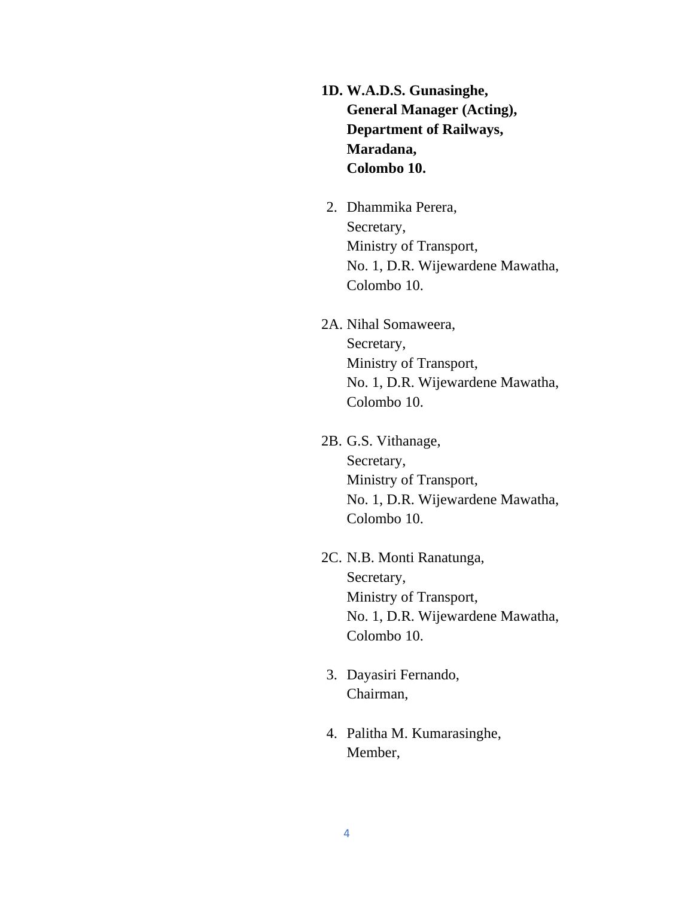**1D. W.A.D.S. Gunasinghe,**
**General Manager (Acting),**
**Department of Railways,**
**Maradana,**
**Colombo 10.**

2. Dhammika Perera,
Secretary,
Ministry of Transport,
No. 1, D.R. Wijewardene Mawatha,
Colombo 10.

2A. Nihal Somaweera,
Secretary,
Ministry of Transport,
No. 1, D.R. Wijewardene Mawatha,
Colombo 10.

2B. G.S. Vithanage,
Secretary,
Ministry of Transport,
No. 1, D.R. Wijewardene Mawatha,
Colombo 10.

2C. N.B. Monti Ranatunga,
Secretary,
Ministry of Transport,
No. 1, D.R. Wijewardene Mawatha,
Colombo 10.

3. Dayasiri Fernando,
Chairman,

4. Palitha M. Kumarasinghe,
Member,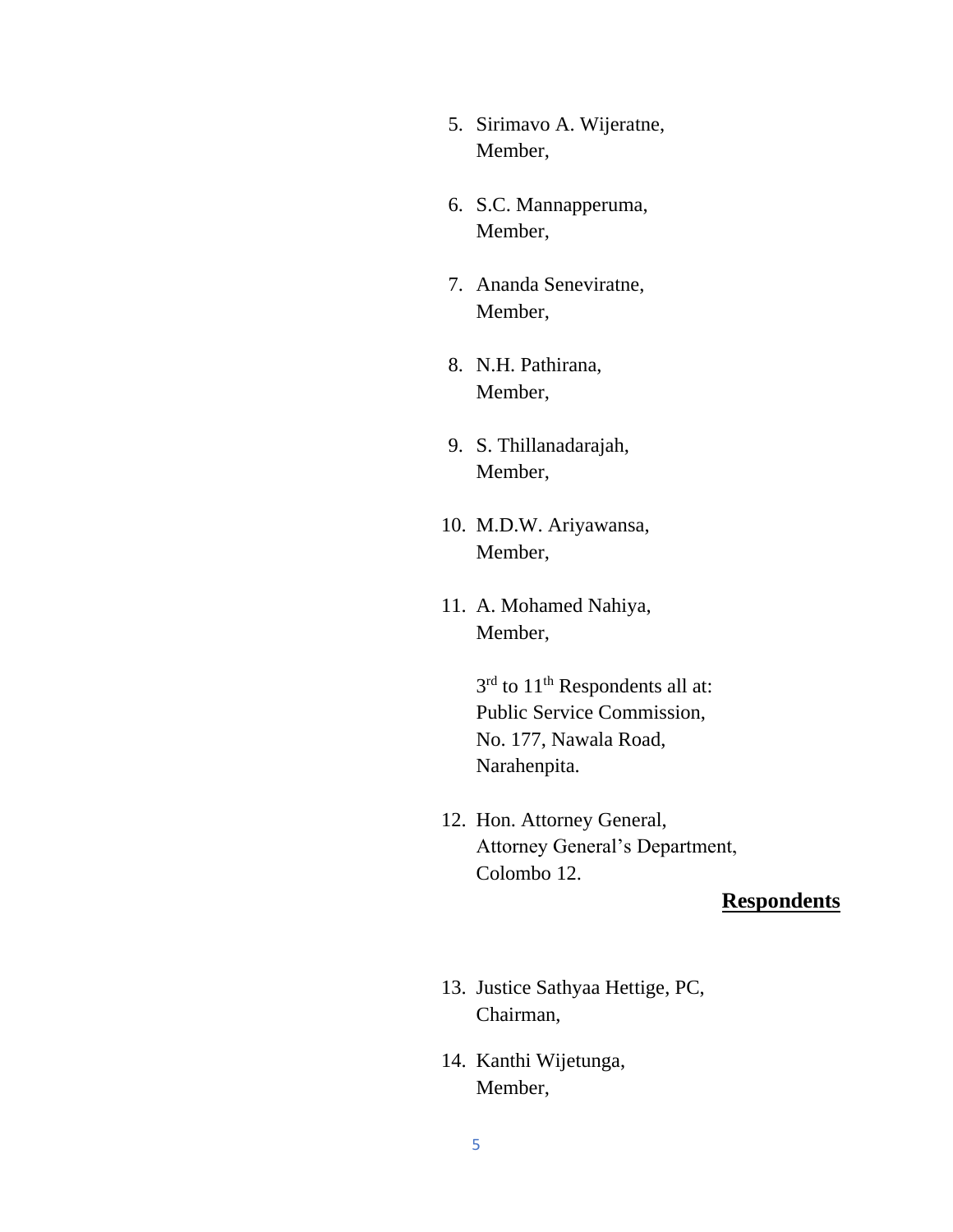5. Sirimavo A. Wijeratne,
   Member,

6. S.C. Mannapperuma,
   Member,

7. Ananda Seneviratne,
   Member,

8. N.H. Pathirana,
   Member,

9. S. Thillanadarajah,
   Member,

10. M.D.W. Ariyawansa,
    Member,

11. A. Mohamed Nahiya,
    Member,

    3rd to 11th Respondents all at:
    Public Service Commission,
    No. 177, Nawala Road,
    Narahenpita.

12. Hon. Attorney General,
    Attorney General's Department,
    Colombo 12.

**Respondents**

13. Justice Sathyaa Hettige, PC,
    Chairman,

14. Kanthi Wijetunga,
    Member,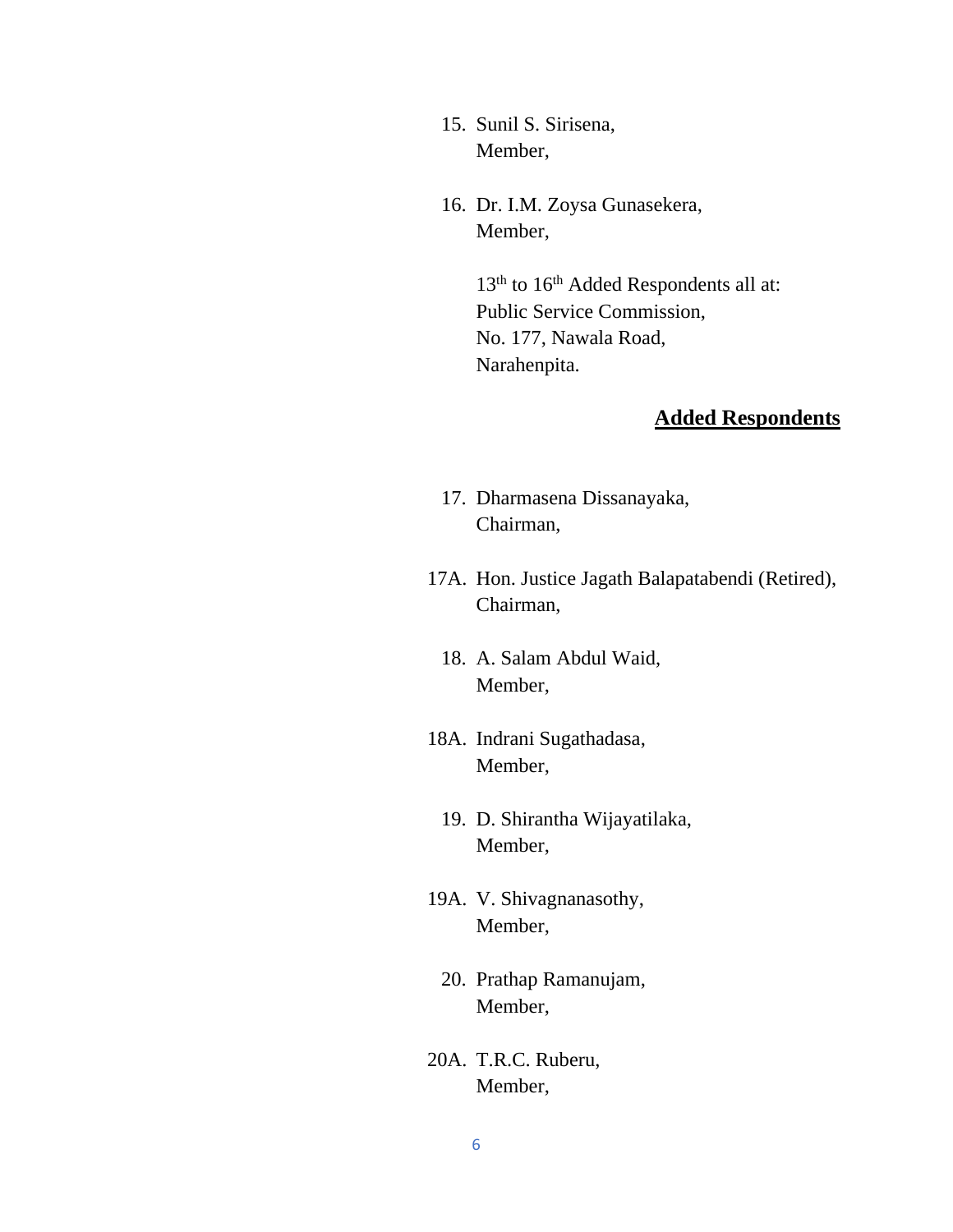15. Sunil S. Sirisena,
    Member,

16. Dr. I.M. Zoysa Gunasekera,
    Member,

    13th to 16th Added Respondents all at:
    Public Service Commission,
    No. 177, Nawala Road,
    Narahenpita.

**Added Respondents**

17. Dharmasena Dissanayaka,
    Chairman,

17A. Hon. Justice Jagath Balapatabendi (Retired),
    Chairman,

18. A. Salam Abdul Waid,
    Member,

18A. Indrani Sugathadasa,
    Member,

19. D. Shirantha Wijayatilaka,
    Member,

19A. V. Shivagnanasothy,
    Member,

20. Prathap Ramanujam,
    Member,

20A. T.R.C. Ruberu,
    Member,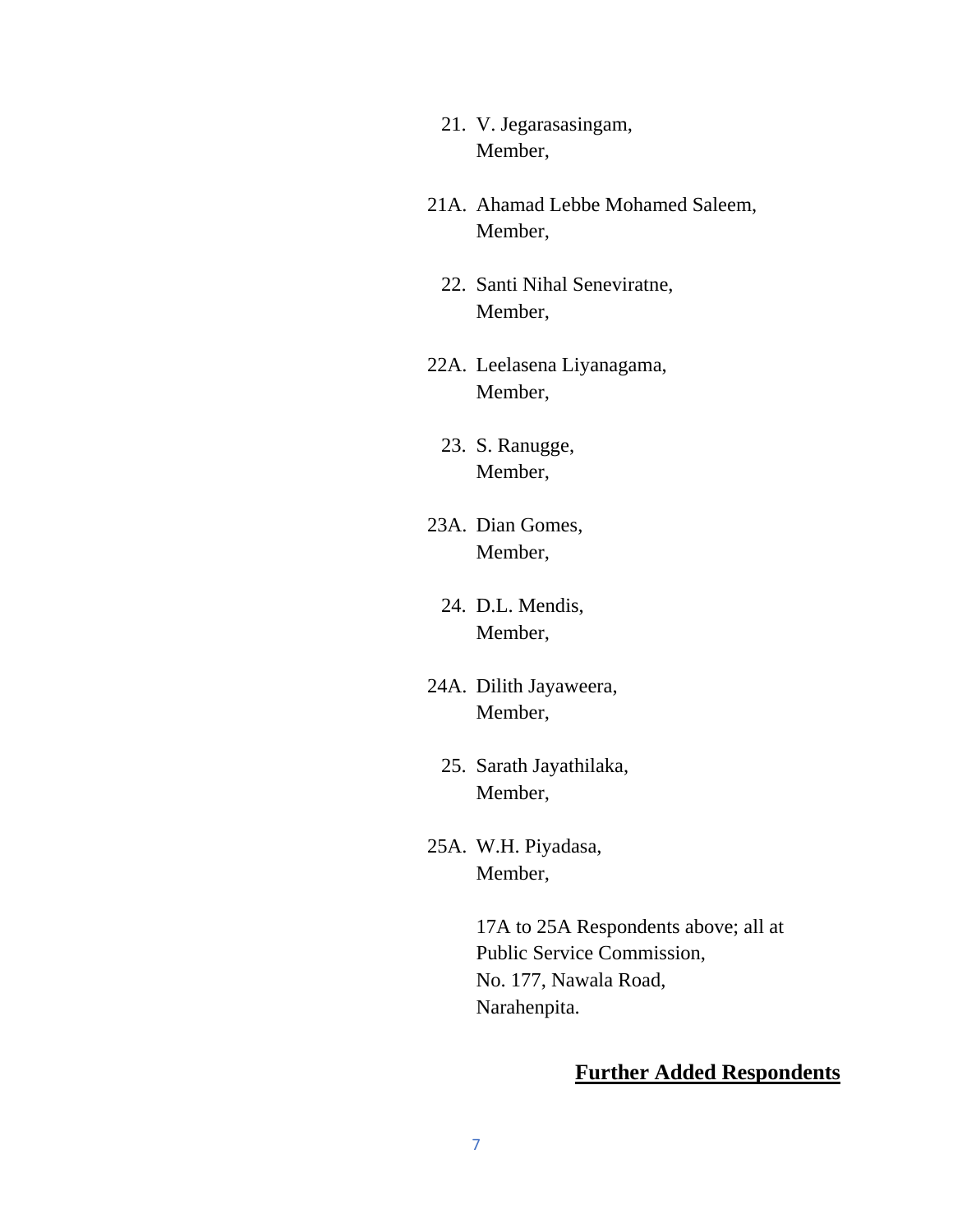21. V. Jegarasasingam,
    Member,

21A. Ahamad Lebbe Mohamed Saleem,
    Member,

22. Santi Nihal Seneviratne,
    Member,

22A. Leelasena Liyanagama,
    Member,

23. S. Ranugge,
    Member,

23A. Dian Gomes,
    Member,

24. D.L. Mendis,
    Member,

24A. Dilith Jayaweera,
    Member,

25. Sarath Jayathilaka,
    Member,

25A. W.H. Piyadasa,
    Member,

17A to 25A Respondents above; all at
Public Service Commission,
No. 177, Nawala Road,
Narahenpita.

**Further Added Respondents**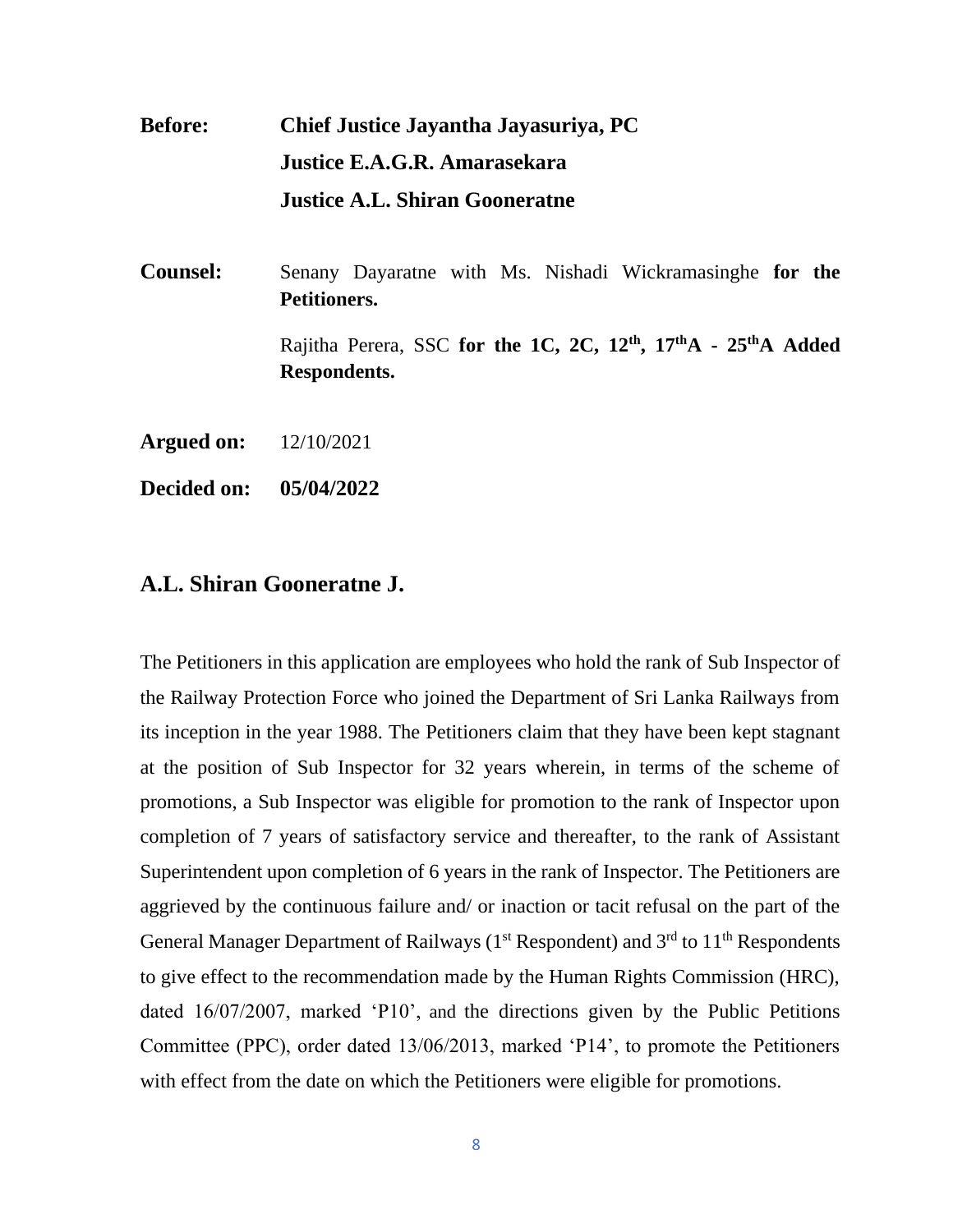**Before:** **Chief Justice Jayantha Jayasuriya, PC**

**Justice E.A.G.R. Amarasekara**

**Justice A.L. Shiran Gooneratne**

**Counsel:** Senany Dayaratne with Ms. Nishadi Wickramasinghe **for the Petitioners.**

Rajitha Perera, SSC **for the 1C, 2C, 12th, 17thA - 25thA Added Respondents.**

**Argued on:** 12/10/2021

**Decided on:** **05/04/2022**

## A.L. Shiran Gooneratne J.

The Petitioners in this application are employees who hold the rank of Sub Inspector of the Railway Protection Force who joined the Department of Sri Lanka Railways from its inception in the year 1988. The Petitioners claim that they have been kept stagnant at the position of Sub Inspector for 32 years wherein, in terms of the scheme of promotions, a Sub Inspector was eligible for promotion to the rank of Inspector upon completion of 7 years of satisfactory service and thereafter, to the rank of Assistant Superintendent upon completion of 6 years in the rank of Inspector. The Petitioners are aggrieved by the continuous failure and/ or inaction or tacit refusal on the part of the General Manager Department of Railways (1st Respondent) and 3rd to 11th Respondents to give effect to the recommendation made by the Human Rights Commission (HRC), dated 16/07/2007, marked 'P10', and the directions given by the Public Petitions Committee (PPC), order dated 13/06/2013, marked 'P14', to promote the Petitioners with effect from the date on which the Petitioners were eligible for promotions.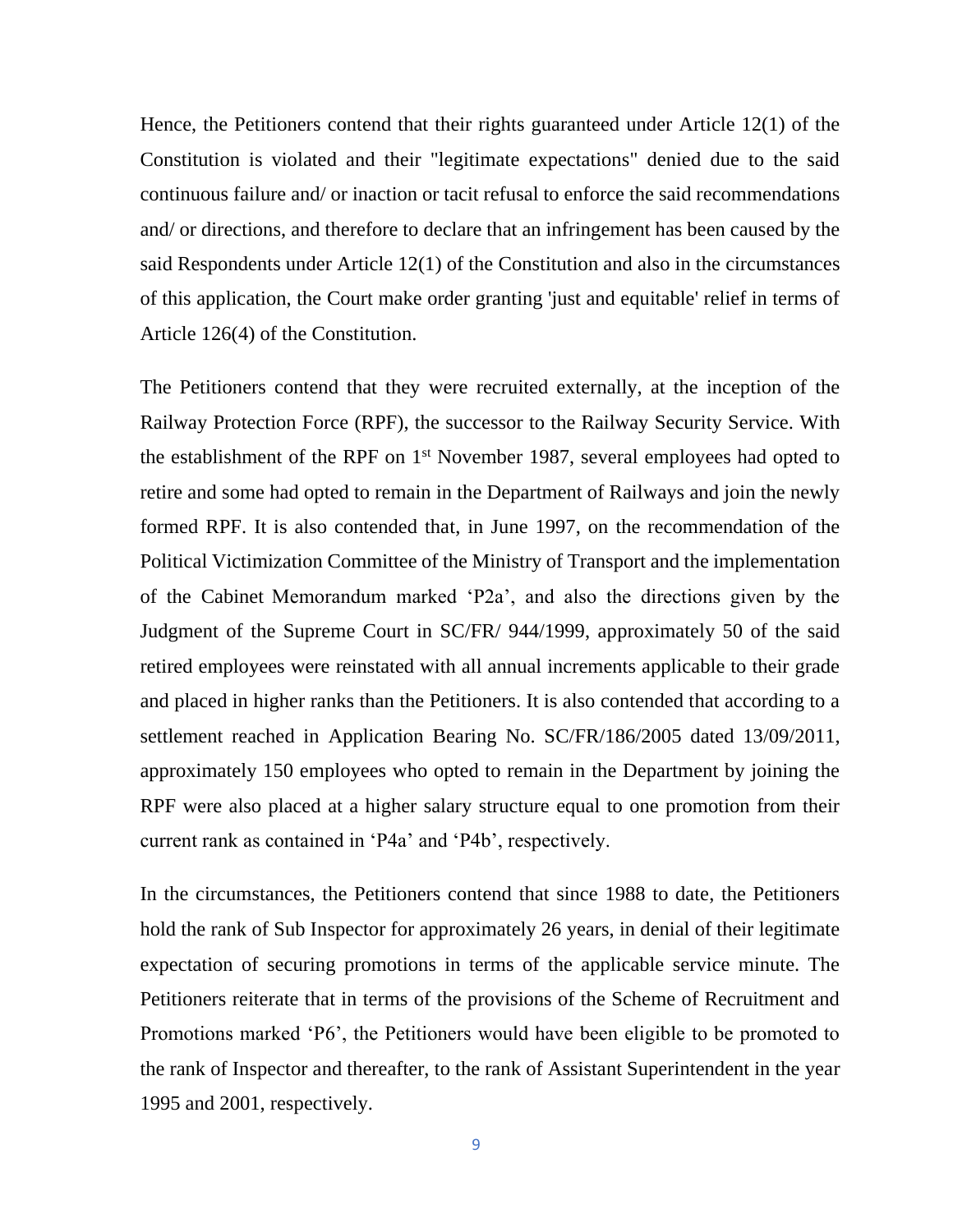Hence, the Petitioners contend that their rights guaranteed under Article 12(1) of the Constitution is violated and their "legitimate expectations" denied due to the said continuous failure and/ or inaction or tacit refusal to enforce the said recommendations and/ or directions, and therefore to declare that an infringement has been caused by the said Respondents under Article 12(1) of the Constitution and also in the circumstances of this application, the Court make order granting 'just and equitable' relief in terms of Article 126(4) of the Constitution.

The Petitioners contend that they were recruited externally, at the inception of the Railway Protection Force (RPF), the successor to the Railway Security Service. With the establishment of the RPF on 1st November 1987, several employees had opted to retire and some had opted to remain in the Department of Railways and join the newly formed RPF. It is also contended that, in June 1997, on the recommendation of the Political Victimization Committee of the Ministry of Transport and the implementation of the Cabinet Memorandum marked 'P2a', and also the directions given by the Judgment of the Supreme Court in SC/FR/ 944/1999, approximately 50 of the said retired employees were reinstated with all annual increments applicable to their grade and placed in higher ranks than the Petitioners. It is also contended that according to a settlement reached in Application Bearing No. SC/FR/186/2005 dated 13/09/2011, approximately 150 employees who opted to remain in the Department by joining the RPF were also placed at a higher salary structure equal to one promotion from their current rank as contained in 'P4a' and 'P4b', respectively.

In the circumstances, the Petitioners contend that since 1988 to date, the Petitioners hold the rank of Sub Inspector for approximately 26 years, in denial of their legitimate expectation of securing promotions in terms of the applicable service minute. The Petitioners reiterate that in terms of the provisions of the Scheme of Recruitment and Promotions marked 'P6', the Petitioners would have been eligible to be promoted to the rank of Inspector and thereafter, to the rank of Assistant Superintendent in the year 1995 and 2001, respectively.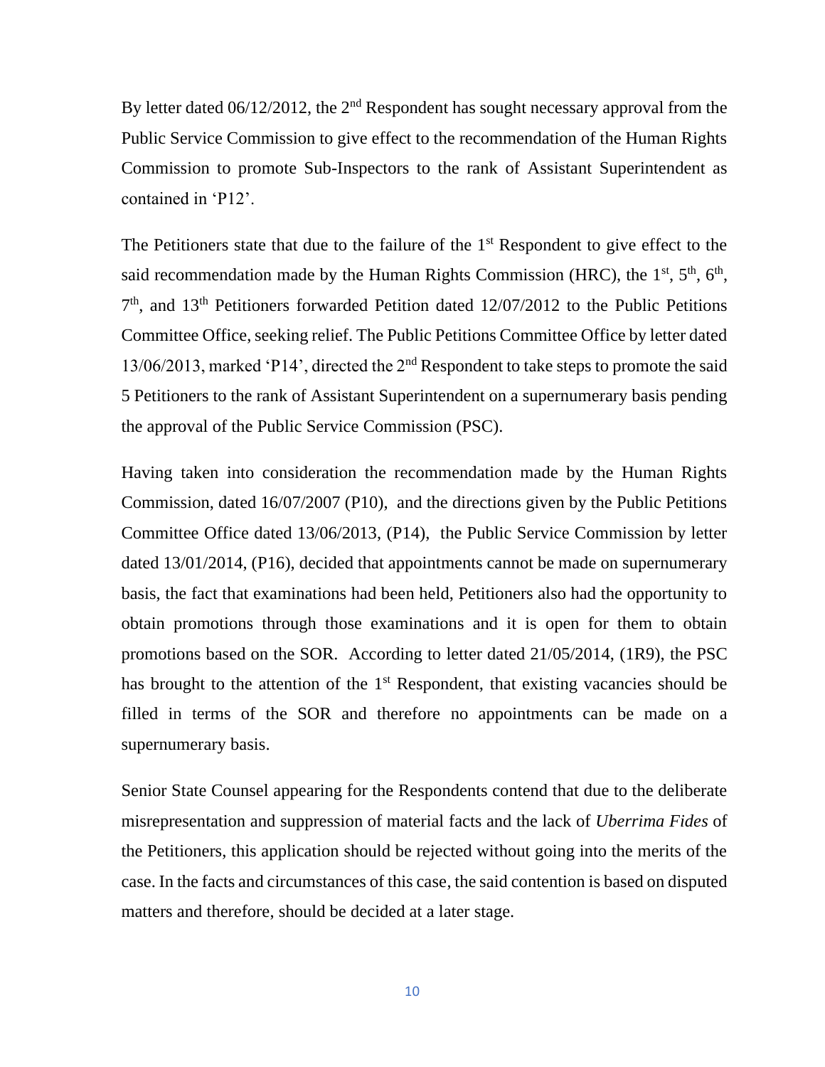By letter dated 06/12/2012, the 2nd Respondent has sought necessary approval from the Public Service Commission to give effect to the recommendation of the Human Rights Commission to promote Sub-Inspectors to the rank of Assistant Superintendent as contained in 'P12'.

The Petitioners state that due to the failure of the 1st Respondent to give effect to the said recommendation made by the Human Rights Commission (HRC), the 1st, 5th, 6th, 7th, and 13th Petitioners forwarded Petition dated 12/07/2012 to the Public Petitions Committee Office, seeking relief. The Public Petitions Committee Office by letter dated 13/06/2013, marked 'P14', directed the 2nd Respondent to take steps to promote the said 5 Petitioners to the rank of Assistant Superintendent on a supernumerary basis pending the approval of the Public Service Commission (PSC).

Having taken into consideration the recommendation made by the Human Rights Commission, dated 16/07/2007 (P10), and the directions given by the Public Petitions Committee Office dated 13/06/2013, (P14), the Public Service Commission by letter dated 13/01/2014, (P16), decided that appointments cannot be made on supernumerary basis, the fact that examinations had been held, Petitioners also had the opportunity to obtain promotions through those examinations and it is open for them to obtain promotions based on the SOR. According to letter dated 21/05/2014, (1R9), the PSC has brought to the attention of the 1st Respondent, that existing vacancies should be filled in terms of the SOR and therefore no appointments can be made on a supernumerary basis.

Senior State Counsel appearing for the Respondents contend that due to the deliberate misrepresentation and suppression of material facts and the lack of *Uberrima Fides* of the Petitioners, this application should be rejected without going into the merits of the case. In the facts and circumstances of this case, the said contention is based on disputed matters and therefore, should be decided at a later stage.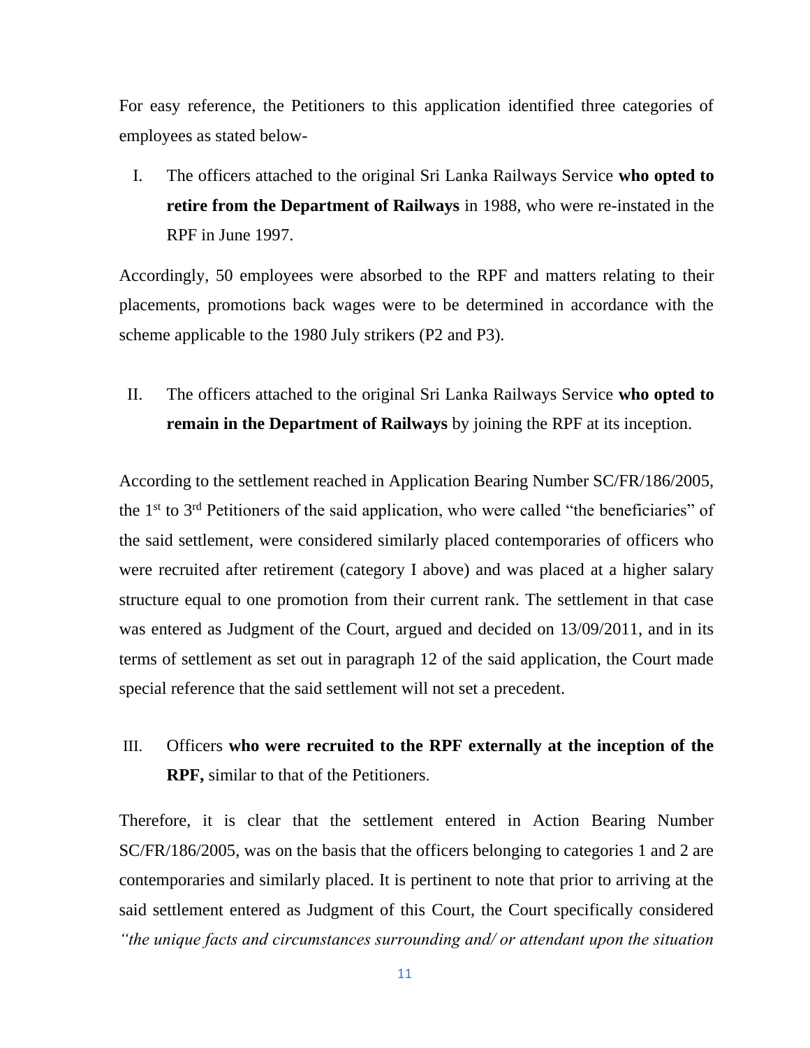For easy reference, the Petitioners to this application identified three categories of employees as stated below-

I. The officers attached to the original Sri Lanka Railways Service **who opted to retire from the Department of Railways** in 1988, who were re-instated in the RPF in June 1997.

Accordingly, 50 employees were absorbed to the RPF and matters relating to their placements, promotions back wages were to be determined in accordance with the scheme applicable to the 1980 July strikers (P2 and P3).

II. The officers attached to the original Sri Lanka Railways Service **who opted to remain in the Department of Railways** by joining the RPF at its inception.

According to the settlement reached in Application Bearing Number SC/FR/186/2005, the 1st to 3rd Petitioners of the said application, who were called "the beneficiaries" of the said settlement, were considered similarly placed contemporaries of officers who were recruited after retirement (category I above) and was placed at a higher salary structure equal to one promotion from their current rank. The settlement in that case was entered as Judgment of the Court, argued and decided on 13/09/2011, and in its terms of settlement as set out in paragraph 12 of the said application, the Court made special reference that the said settlement will not set a precedent.

III. Officers **who were recruited to the RPF externally at the inception of the RPF,** similar to that of the Petitioners.

Therefore, it is clear that the settlement entered in Action Bearing Number SC/FR/186/2005, was on the basis that the officers belonging to categories 1 and 2 are contemporaries and similarly placed. It is pertinent to note that prior to arriving at the said settlement entered as Judgment of this Court, the Court specifically considered *"the unique facts and circumstances surrounding and/ or attendant upon the situation*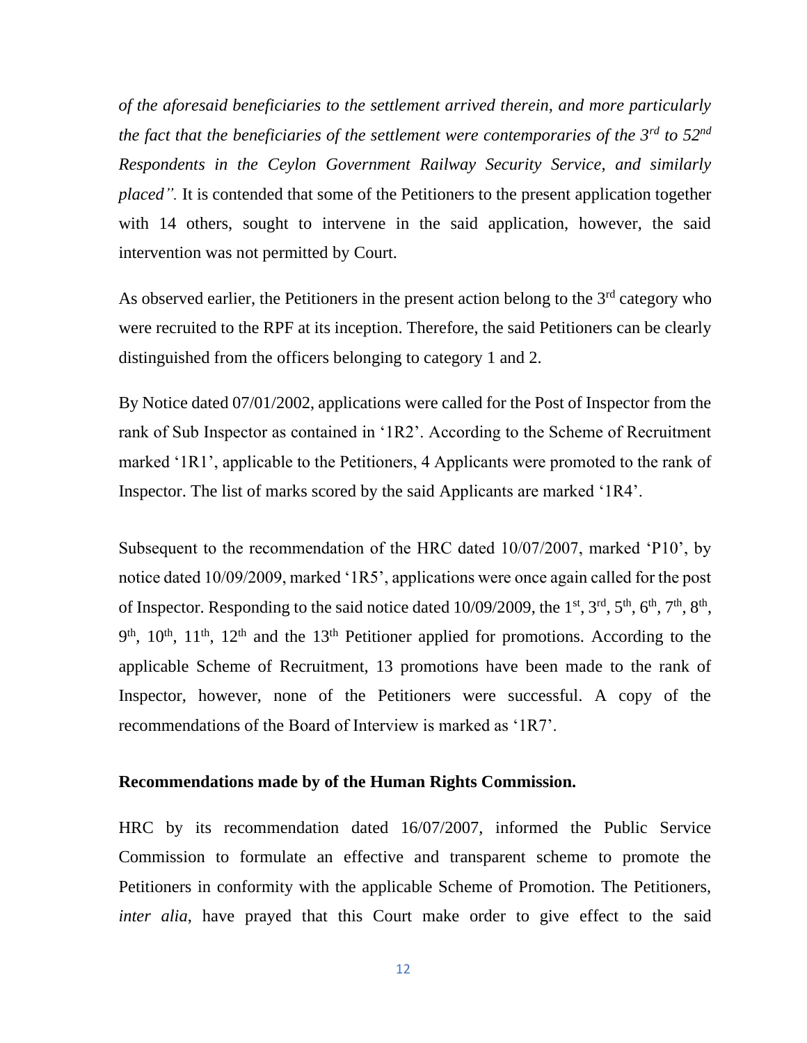*of the aforesaid beneficiaries to the settlement arrived therein, and more particularly the fact that the beneficiaries of the settlement were contemporaries of the 3rd to 52nd Respondents in the Ceylon Government Railway Security Service, and similarly placed".* It is contended that some of the Petitioners to the present application together with 14 others, sought to intervene in the said application, however, the said intervention was not permitted by Court.

As observed earlier, the Petitioners in the present action belong to the 3rd category who were recruited to the RPF at its inception. Therefore, the said Petitioners can be clearly distinguished from the officers belonging to category 1 and 2.

By Notice dated 07/01/2002, applications were called for the Post of Inspector from the rank of Sub Inspector as contained in '1R2'. According to the Scheme of Recruitment marked '1R1', applicable to the Petitioners, 4 Applicants were promoted to the rank of Inspector. The list of marks scored by the said Applicants are marked '1R4'.

Subsequent to the recommendation of the HRC dated 10/07/2007, marked 'P10', by notice dated 10/09/2009, marked '1R5', applications were once again called for the post of Inspector. Responding to the said notice dated 10/09/2009, the 1st, 3rd, 5th, 6th, 7th, 8th, 9th, 10th, 11th, 12th and the 13th Petitioner applied for promotions. According to the applicable Scheme of Recruitment, 13 promotions have been made to the rank of Inspector, however, none of the Petitioners were successful. A copy of the recommendations of the Board of Interview is marked as '1R7'.

**Recommendations made by of the Human Rights Commission.**

HRC by its recommendation dated 16/07/2007, informed the Public Service Commission to formulate an effective and transparent scheme to promote the Petitioners in conformity with the applicable Scheme of Promotion. The Petitioners, *inter alia*, have prayed that this Court make order to give effect to the said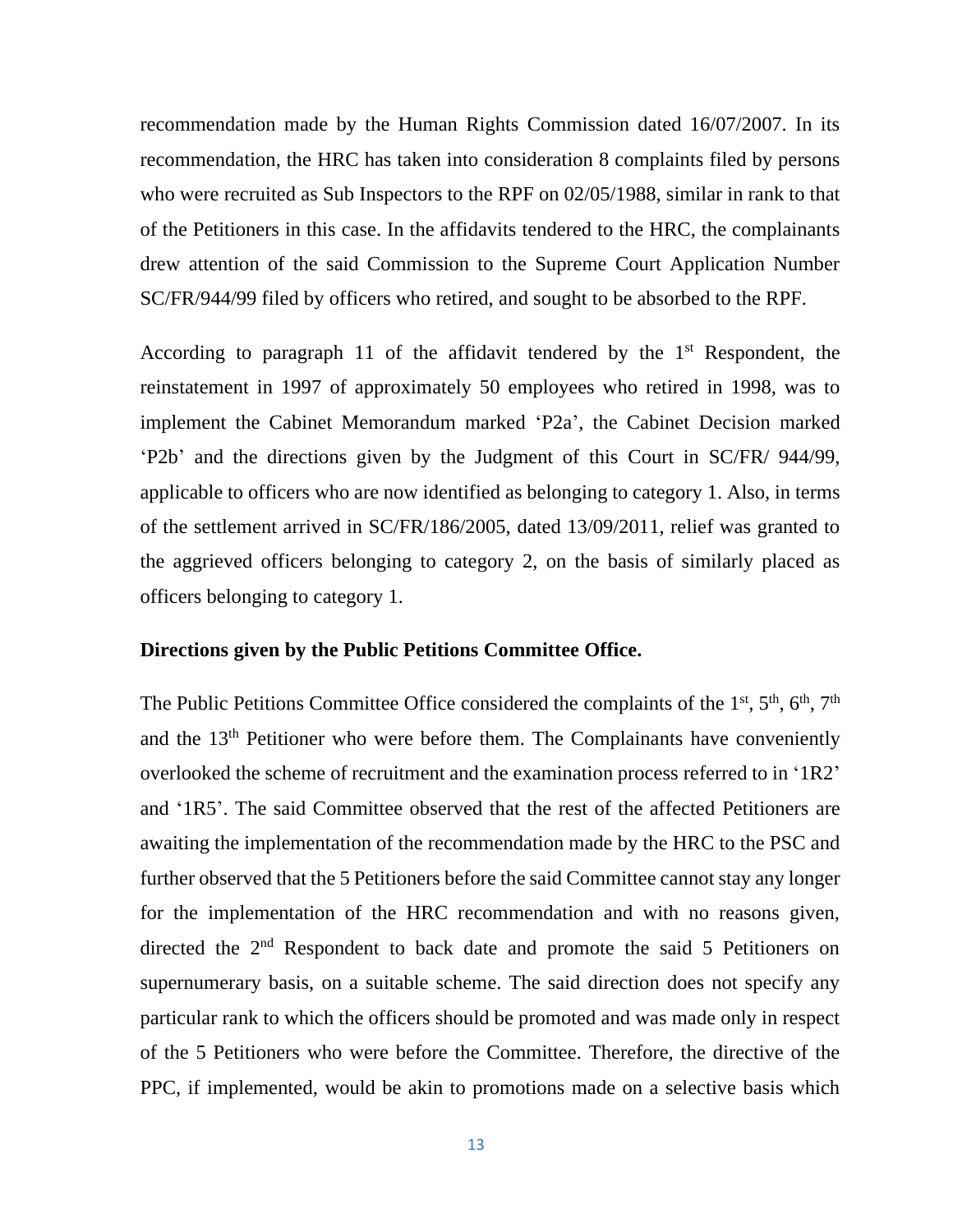recommendation made by the Human Rights Commission dated 16/07/2007. In its recommendation, the HRC has taken into consideration 8 complaints filed by persons who were recruited as Sub Inspectors to the RPF on 02/05/1988, similar in rank to that of the Petitioners in this case. In the affidavits tendered to the HRC, the complainants drew attention of the said Commission to the Supreme Court Application Number SC/FR/944/99 filed by officers who retired, and sought to be absorbed to the RPF.

According to paragraph 11 of the affidavit tendered by the 1st Respondent, the reinstatement in 1997 of approximately 50 employees who retired in 1998, was to implement the Cabinet Memorandum marked 'P2a', the Cabinet Decision marked 'P2b' and the directions given by the Judgment of this Court in SC/FR/ 944/99, applicable to officers who are now identified as belonging to category 1. Also, in terms of the settlement arrived in SC/FR/186/2005, dated 13/09/2011, relief was granted to the aggrieved officers belonging to category 2, on the basis of similarly placed as officers belonging to category 1.

**Directions given by the Public Petitions Committee Office.**

The Public Petitions Committee Office considered the complaints of the 1st, 5th, 6th, 7th and the 13th Petitioner who were before them. The Complainants have conveniently overlooked the scheme of recruitment and the examination process referred to in '1R2' and '1R5'. The said Committee observed that the rest of the affected Petitioners are awaiting the implementation of the recommendation made by the HRC to the PSC and further observed that the 5 Petitioners before the said Committee cannot stay any longer for the implementation of the HRC recommendation and with no reasons given, directed the 2nd Respondent to back date and promote the said 5 Petitioners on supernumerary basis, on a suitable scheme. The said direction does not specify any particular rank to which the officers should be promoted and was made only in respect of the 5 Petitioners who were before the Committee. Therefore, the directive of the PPC, if implemented, would be akin to promotions made on a selective basis which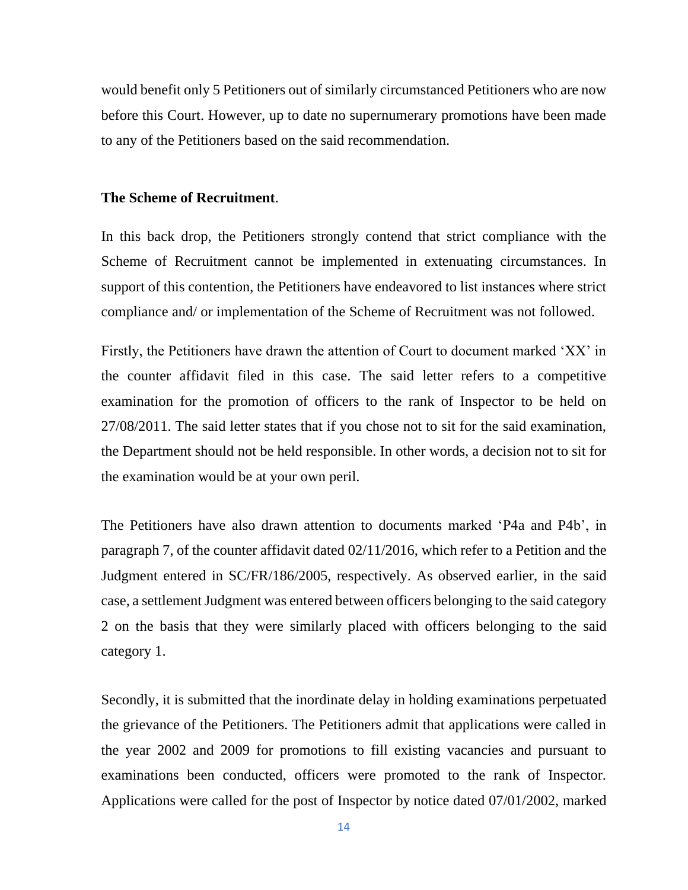would benefit only 5 Petitioners out of similarly circumstanced Petitioners who are now before this Court. However, up to date no supernumerary promotions have been made to any of the Petitioners based on the said recommendation.

**The Scheme of Recruitment**.

In this back drop, the Petitioners strongly contend that strict compliance with the Scheme of Recruitment cannot be implemented in extenuating circumstances. In support of this contention, the Petitioners have endeavored to list instances where strict compliance and/ or implementation of the Scheme of Recruitment was not followed.

Firstly, the Petitioners have drawn the attention of Court to document marked 'XX' in the counter affidavit filed in this case. The said letter refers to a competitive examination for the promotion of officers to the rank of Inspector to be held on 27/08/2011. The said letter states that if you chose not to sit for the said examination, the Department should not be held responsible. In other words, a decision not to sit for the examination would be at your own peril.

The Petitioners have also drawn attention to documents marked 'P4a and P4b', in paragraph 7, of the counter affidavit dated 02/11/2016, which refer to a Petition and the Judgment entered in SC/FR/186/2005, respectively. As observed earlier, in the said case, a settlement Judgment was entered between officers belonging to the said category 2 on the basis that they were similarly placed with officers belonging to the said category 1.

Secondly, it is submitted that the inordinate delay in holding examinations perpetuated the grievance of the Petitioners. The Petitioners admit that applications were called in the year 2002 and 2009 for promotions to fill existing vacancies and pursuant to examinations been conducted, officers were promoted to the rank of Inspector. Applications were called for the post of Inspector by notice dated 07/01/2002, marked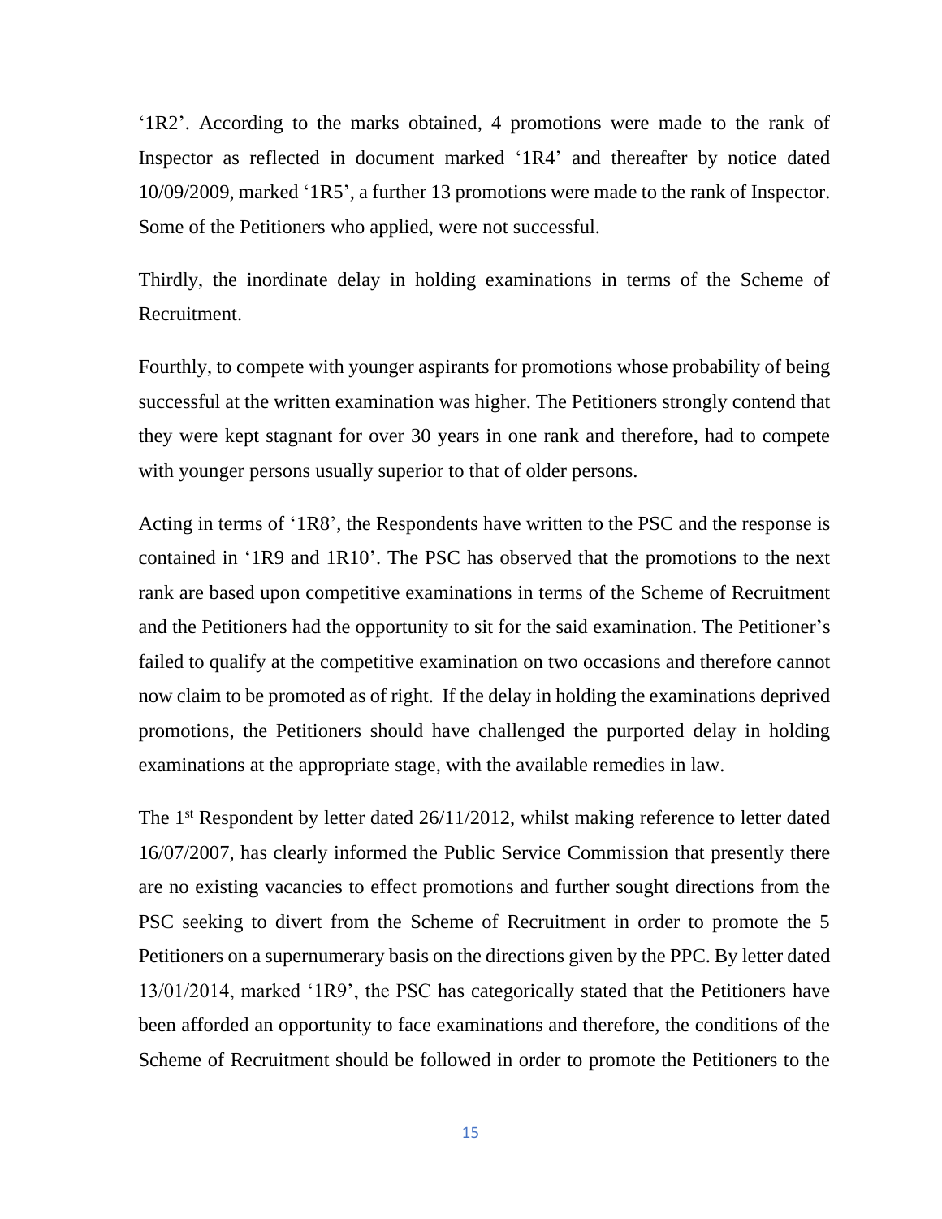'1R2'. According to the marks obtained, 4 promotions were made to the rank of Inspector as reflected in document marked '1R4' and thereafter by notice dated 10/09/2009, marked '1R5', a further 13 promotions were made to the rank of Inspector. Some of the Petitioners who applied, were not successful.

Thirdly, the inordinate delay in holding examinations in terms of the Scheme of Recruitment.

Fourthly, to compete with younger aspirants for promotions whose probability of being successful at the written examination was higher. The Petitioners strongly contend that they were kept stagnant for over 30 years in one rank and therefore, had to compete with younger persons usually superior to that of older persons.

Acting in terms of '1R8', the Respondents have written to the PSC and the response is contained in '1R9 and 1R10'. The PSC has observed that the promotions to the next rank are based upon competitive examinations in terms of the Scheme of Recruitment and the Petitioners had the opportunity to sit for the said examination. The Petitioner's failed to qualify at the competitive examination on two occasions and therefore cannot now claim to be promoted as of right. If the delay in holding the examinations deprived promotions, the Petitioners should have challenged the purported delay in holding examinations at the appropriate stage, with the available remedies in law.

The 1st Respondent by letter dated 26/11/2012, whilst making reference to letter dated 16/07/2007, has clearly informed the Public Service Commission that presently there are no existing vacancies to effect promotions and further sought directions from the PSC seeking to divert from the Scheme of Recruitment in order to promote the 5 Petitioners on a supernumerary basis on the directions given by the PPC. By letter dated 13/01/2014, marked '1R9', the PSC has categorically stated that the Petitioners have been afforded an opportunity to face examinations and therefore, the conditions of the Scheme of Recruitment should be followed in order to promote the Petitioners to the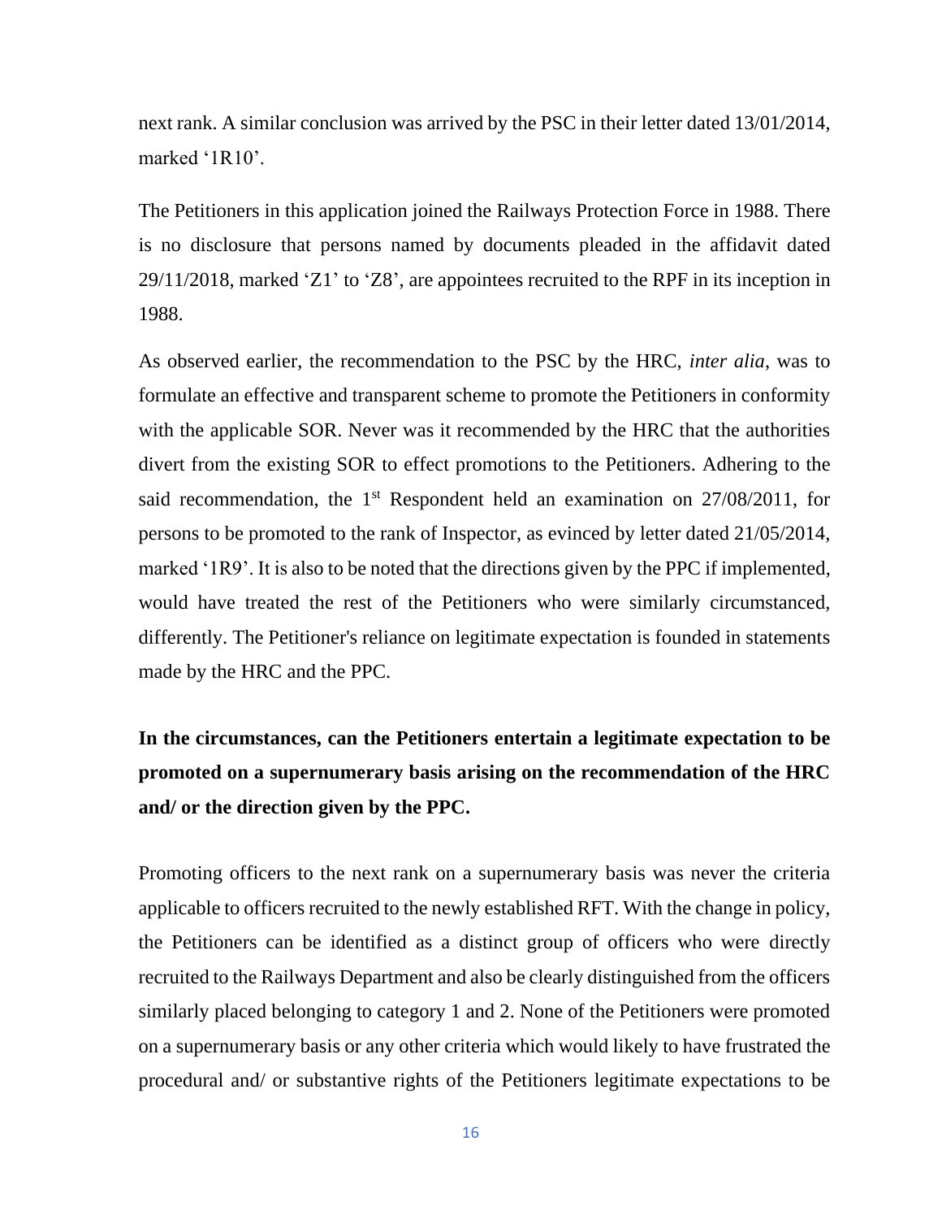next rank. A similar conclusion was arrived by the PSC in their letter dated 13/01/2014, marked '1R10'.

The Petitioners in this application joined the Railways Protection Force in 1988. There is no disclosure that persons named by documents pleaded in the affidavit dated 29/11/2018, marked 'Z1' to 'Z8', are appointees recruited to the RPF in its inception in 1988.

As observed earlier, the recommendation to the PSC by the HRC, *inter alia*, was to formulate an effective and transparent scheme to promote the Petitioners in conformity with the applicable SOR. Never was it recommended by the HRC that the authorities divert from the existing SOR to effect promotions to the Petitioners. Adhering to the said recommendation, the 1st Respondent held an examination on 27/08/2011, for persons to be promoted to the rank of Inspector, as evinced by letter dated 21/05/2014, marked '1R9'. It is also to be noted that the directions given by the PPC if implemented, would have treated the rest of the Petitioners who were similarly circumstanced, differently. The Petitioner's reliance on legitimate expectation is founded in statements made by the HRC and the PPC.

**In the circumstances, can the Petitioners entertain a legitimate expectation to be promoted on a supernumerary basis arising on the recommendation of the HRC and/ or the direction given by the PPC.**

Promoting officers to the next rank on a supernumerary basis was never the criteria applicable to officers recruited to the newly established RFT. With the change in policy, the Petitioners can be identified as a distinct group of officers who were directly recruited to the Railways Department and also be clearly distinguished from the officers similarly placed belonging to category 1 and 2. None of the Petitioners were promoted on a supernumerary basis or any other criteria which would likely to have frustrated the procedural and/ or substantive rights of the Petitioners legitimate expectations to be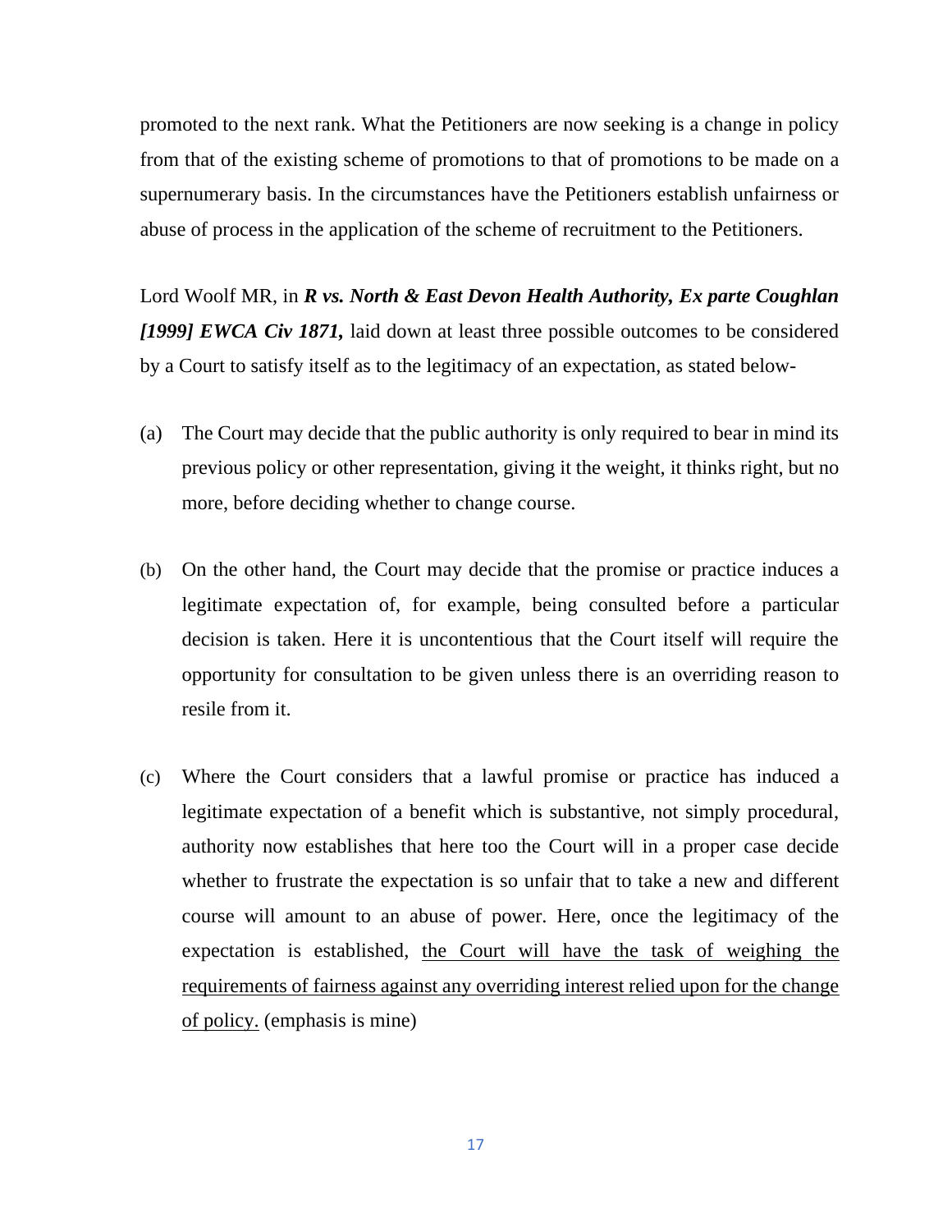promoted to the next rank. What the Petitioners are now seeking is a change in policy from that of the existing scheme of promotions to that of promotions to be made on a supernumerary basis. In the circumstances have the Petitioners establish unfairness or abuse of process in the application of the scheme of recruitment to the Petitioners.

Lord Woolf MR, in ***R vs. North & East Devon Health Authority, Ex parte Coughlan [1999] EWCA Civ 1871,*** laid down at least three possible outcomes to be considered by a Court to satisfy itself as to the legitimacy of an expectation, as stated below-

(a) The Court may decide that the public authority is only required to bear in mind its previous policy or other representation, giving it the weight, it thinks right, but no more, before deciding whether to change course.

(b) On the other hand, the Court may decide that the promise or practice induces a legitimate expectation of, for example, being consulted before a particular decision is taken. Here it is uncontentious that the Court itself will require the opportunity for consultation to be given unless there is an overriding reason to resile from it.

(c) Where the Court considers that a lawful promise or practice has induced a legitimate expectation of a benefit which is substantive, not simply procedural, authority now establishes that here too the Court will in a proper case decide whether to frustrate the expectation is so unfair that to take a new and different course will amount to an abuse of power. Here, once the legitimacy of the expectation is established, <u>the Court will have the task of weighing the requirements of fairness against any overriding interest relied upon for the change of policy.</u> (emphasis is mine)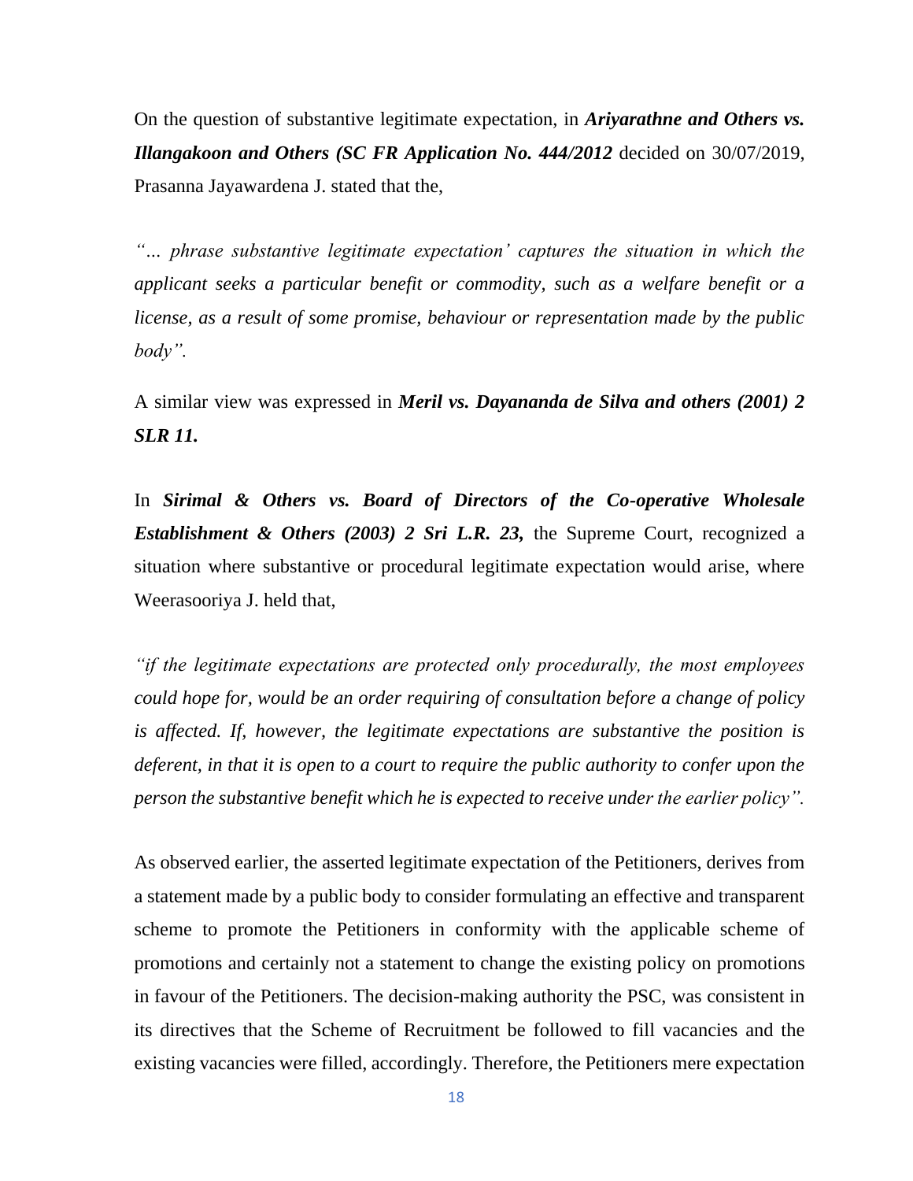On the question of substantive legitimate expectation, in ***Ariyarathne and Others vs. Illangakoon and Others (SC FR Application No. 444/2012*** decided on 30/07/2019, Prasanna Jayawardena J. stated that the,

*"… phrase substantive legitimate expectation' captures the situation in which the applicant seeks a particular benefit or commodity, such as a welfare benefit or a license, as a result of some promise, behaviour or representation made by the public body".*

A similar view was expressed in ***Meril vs. Dayananda de Silva and others (2001) 2 SLR 11.***

In ***Sirimal & Others vs. Board of Directors of the Co-operative Wholesale Establishment & Others (2003) 2 Sri L.R. 23,*** the Supreme Court, recognized a situation where substantive or procedural legitimate expectation would arise, where Weerasooriya J. held that,

*"if the legitimate expectations are protected only procedurally, the most employees could hope for, would be an order requiring of consultation before a change of policy is affected. If, however, the legitimate expectations are substantive the position is deferent, in that it is open to a court to require the public authority to confer upon the person the substantive benefit which he is expected to receive under the earlier policy".*

As observed earlier, the asserted legitimate expectation of the Petitioners, derives from a statement made by a public body to consider formulating an effective and transparent scheme to promote the Petitioners in conformity with the applicable scheme of promotions and certainly not a statement to change the existing policy on promotions in favour of the Petitioners. The decision-making authority the PSC, was consistent in its directives that the Scheme of Recruitment be followed to fill vacancies and the existing vacancies were filled, accordingly. Therefore, the Petitioners mere expectation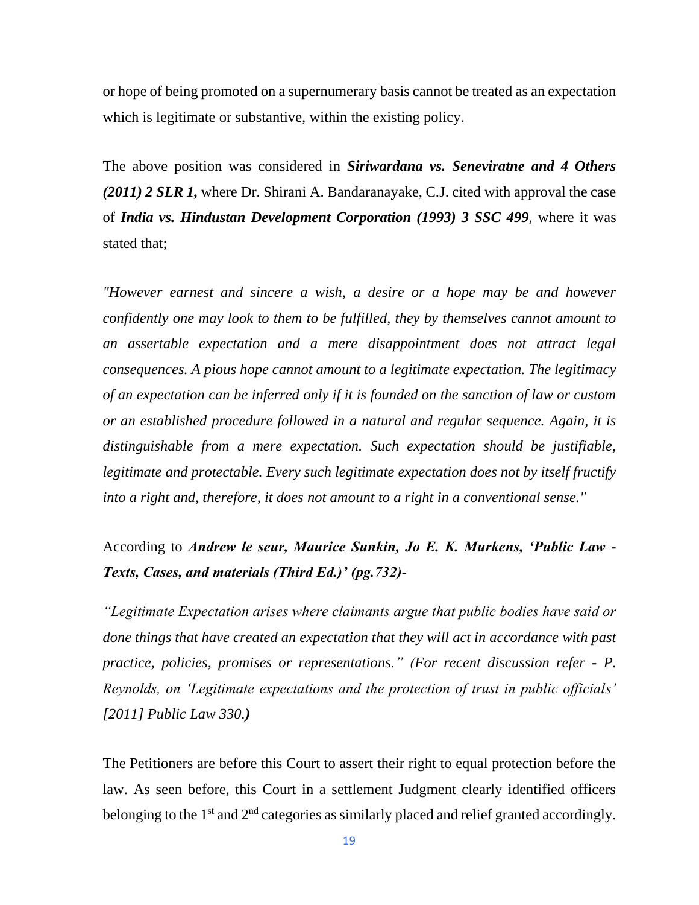or hope of being promoted on a supernumerary basis cannot be treated as an expectation which is legitimate or substantive, within the existing policy.

The above position was considered in ***Siriwardana vs. Seneviratne and 4 Others (2011) 2 SLR 1,*** where Dr. Shirani A. Bandaranayake, C.J. cited with approval the case of ***India vs. Hindustan Development Corporation (1993) 3 SSC 499***, where it was stated that;

*"However earnest and sincere a wish, a desire or a hope may be and however confidently one may look to them to be fulfilled, they by themselves cannot amount to an assertable expectation and a mere disappointment does not attract legal consequences. A pious hope cannot amount to a legitimate expectation. The legitimacy of an expectation can be inferred only if it is founded on the sanction of law or custom or an established procedure followed in a natural and regular sequence. Again, it is distinguishable from a mere expectation. Such expectation should be justifiable, legitimate and protectable. Every such legitimate expectation does not by itself fructify into a right and, therefore, it does not amount to a right in a conventional sense."*

According to ***Andrew le seur, Maurice Sunkin, Jo E. K. Murkens, 'Public Law - Texts, Cases, and materials (Third Ed.)' (pg.732)***-

*"Legitimate Expectation arises where claimants argue that public bodies have said or done things that have created an expectation that they will act in accordance with past practice, policies, promises or representations." (For recent discussion refer - P. Reynolds, on 'Legitimate expectations and the protection of trust in public officials' [2011] Public Law 330.)*

The Petitioners are before this Court to assert their right to equal protection before the law. As seen before, this Court in a settlement Judgment clearly identified officers belonging to the 1st and 2nd categories as similarly placed and relief granted accordingly.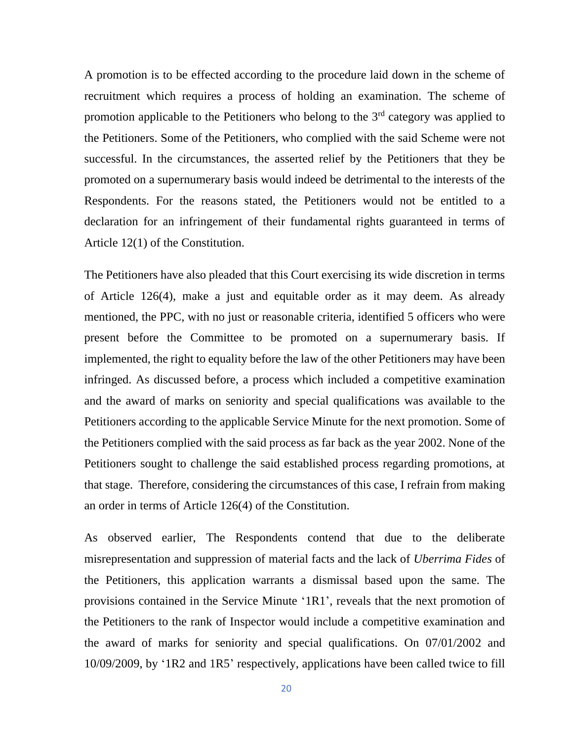A promotion is to be effected according to the procedure laid down in the scheme of recruitment which requires a process of holding an examination. The scheme of promotion applicable to the Petitioners who belong to the 3rd category was applied to the Petitioners. Some of the Petitioners, who complied with the said Scheme were not successful. In the circumstances, the asserted relief by the Petitioners that they be promoted on a supernumerary basis would indeed be detrimental to the interests of the Respondents. For the reasons stated, the Petitioners would not be entitled to a declaration for an infringement of their fundamental rights guaranteed in terms of Article 12(1) of the Constitution.

The Petitioners have also pleaded that this Court exercising its wide discretion in terms of Article 126(4), make a just and equitable order as it may deem. As already mentioned, the PPC, with no just or reasonable criteria, identified 5 officers who were present before the Committee to be promoted on a supernumerary basis. If implemented, the right to equality before the law of the other Petitioners may have been infringed. As discussed before, a process which included a competitive examination and the award of marks on seniority and special qualifications was available to the Petitioners according to the applicable Service Minute for the next promotion. Some of the Petitioners complied with the said process as far back as the year 2002. None of the Petitioners sought to challenge the said established process regarding promotions, at that stage. Therefore, considering the circumstances of this case, I refrain from making an order in terms of Article 126(4) of the Constitution.

As observed earlier, The Respondents contend that due to the deliberate misrepresentation and suppression of material facts and the lack of *Uberrima Fides* of the Petitioners, this application warrants a dismissal based upon the same. The provisions contained in the Service Minute '1R1', reveals that the next promotion of the Petitioners to the rank of Inspector would include a competitive examination and the award of marks for seniority and special qualifications. On 07/01/2002 and 10/09/2009, by '1R2 and 1R5' respectively, applications have been called twice to fill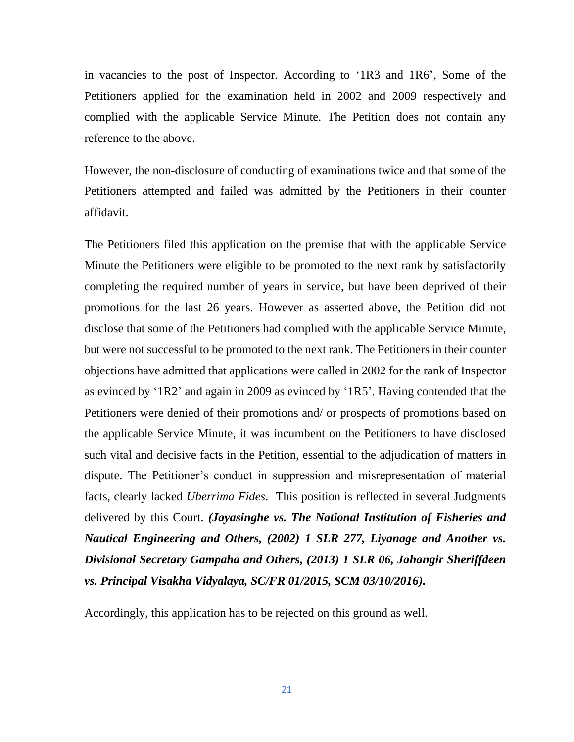in vacancies to the post of Inspector. According to '1R3 and 1R6', Some of the Petitioners applied for the examination held in 2002 and 2009 respectively and complied with the applicable Service Minute. The Petition does not contain any reference to the above.

However, the non-disclosure of conducting of examinations twice and that some of the Petitioners attempted and failed was admitted by the Petitioners in their counter affidavit.

The Petitioners filed this application on the premise that with the applicable Service Minute the Petitioners were eligible to be promoted to the next rank by satisfactorily completing the required number of years in service, but have been deprived of their promotions for the last 26 years. However as asserted above, the Petition did not disclose that some of the Petitioners had complied with the applicable Service Minute, but were not successful to be promoted to the next rank. The Petitioners in their counter objections have admitted that applications were called in 2002 for the rank of Inspector as evinced by '1R2' and again in 2009 as evinced by '1R5'. Having contended that the Petitioners were denied of their promotions and/ or prospects of promotions based on the applicable Service Minute, it was incumbent on the Petitioners to have disclosed such vital and decisive facts in the Petition, essential to the adjudication of matters in dispute. The Petitioner's conduct in suppression and misrepresentation of material facts, clearly lacked *Uberrima Fides*. This position is reflected in several Judgments delivered by this Court. ***(Jayasinghe vs. The National Institution of Fisheries and Nautical Engineering and Others, (2002) 1 SLR 277, Liyanage and Another vs. Divisional Secretary Gampaha and Others, (2013) 1 SLR 06, Jahangir Sheriffdeen vs. Principal Visakha Vidyalaya, SC/FR 01/2015, SCM 03/10/2016).***

Accordingly, this application has to be rejected on this ground as well.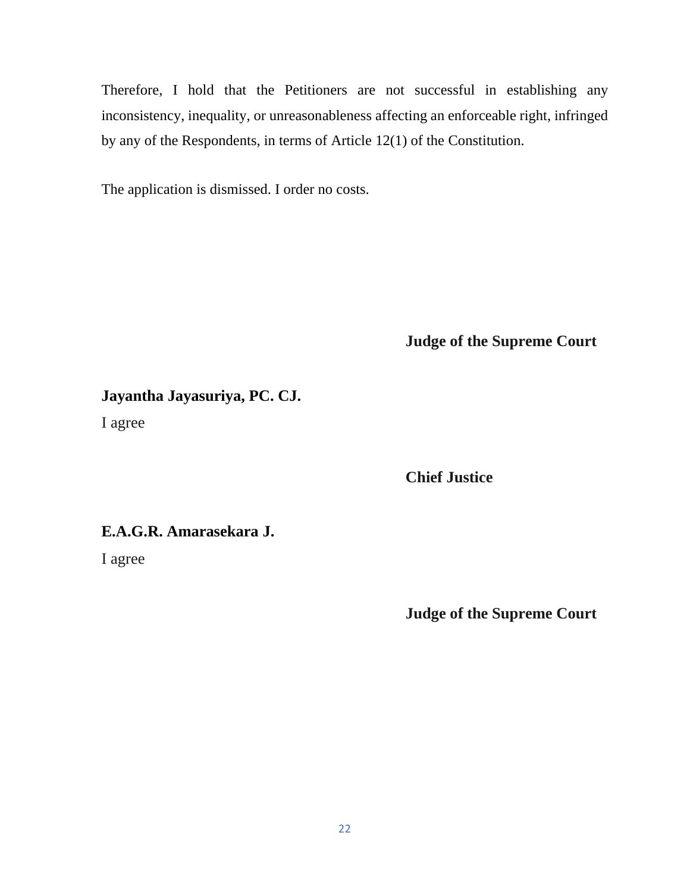Therefore, I hold that the Petitioners are not successful in establishing any inconsistency, inequality, or unreasonableness affecting an enforceable right, infringed by any of the Respondents, in terms of Article 12(1) of the Constitution.

The application is dismissed. I order no costs.

**Judge of the Supreme Court**

**Jayantha Jayasuriya, PC. CJ.**

I agree

**Chief Justice**

**E.A.G.R. Amarasekara J.**

I agree

**Judge of the Supreme Court**